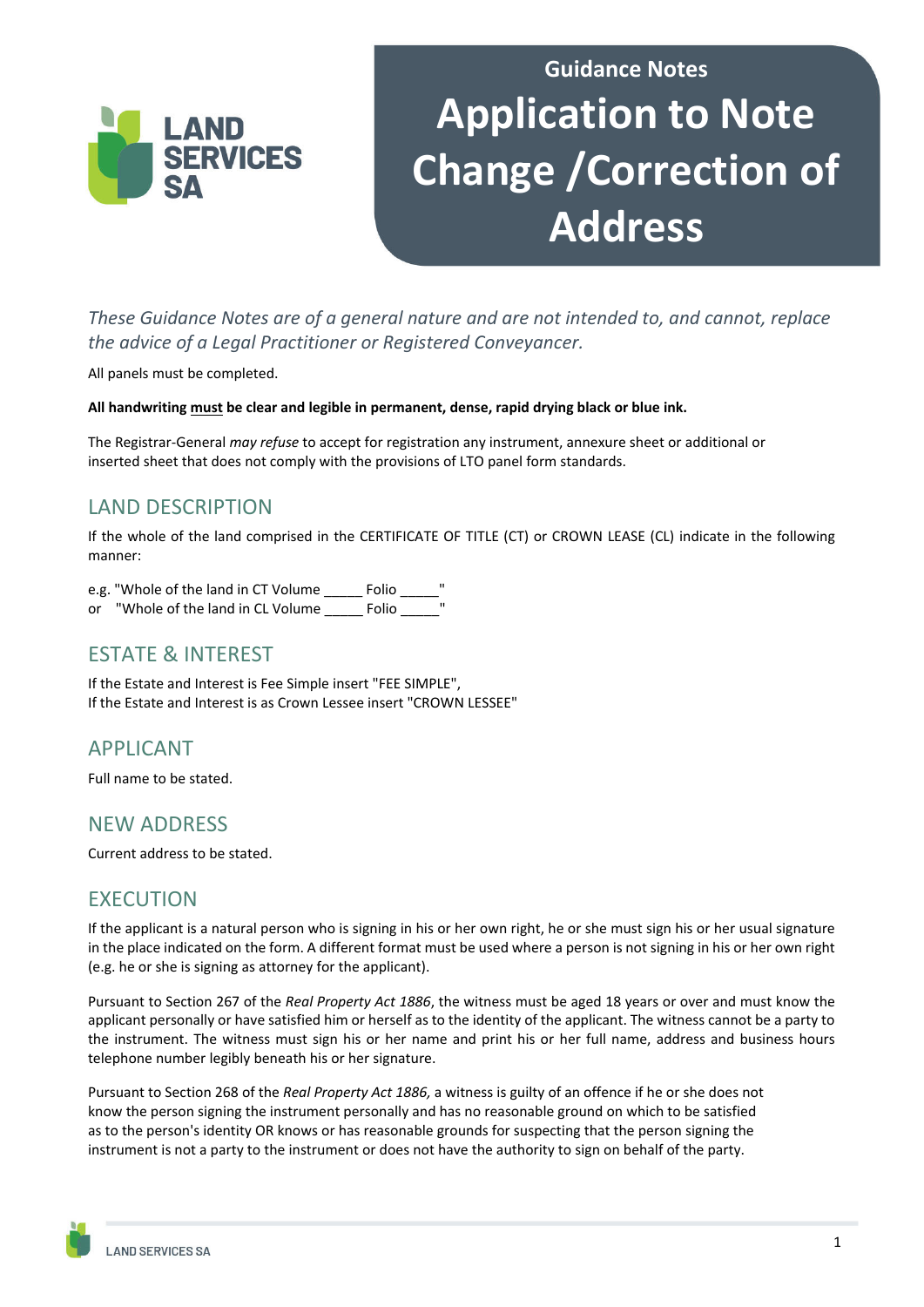Guidance Notes

# Application to Note Change /Correction of Address

*These Guidance Notes are of a general nature and are not intended to, and cannot, replace the advice of a Legal Practitioner or Registered Conveyancer.*

All panels must be completed.

**All handwriting <u>must</u> be clear and legible in permanent, dense, rapid drying black or blue ink.**

The Registrar-General *may refuse* to accept for registration any instrument, annexure sheet or additional or inserted sheet that does not comply with the provisions of LTO panel form standards.

## LAND DESCRIPTION

If the whole of the land comprised in the CERTIFICATE OF TITLE (CT) or CROWN LEASE (CL) indicate in the following manner:

e.g. "Whole of the land in CT Volume _____ Folio _____"
or "Whole of the land in CL Volume _____ Folio _____"

## ESTATE & INTEREST

If the Estate and Interest is Fee Simple insert "FEE SIMPLE",
If the Estate and Interest is as Crown Lessee insert "CROWN LESSEE"

## APPLICANT

Full name to be stated.

## NEW ADDRESS

Current address to be stated.

## EXECUTION

If the applicant is a natural person who is signing in his or her own right, he or she must sign his or her usual signature in the place indicated on the form. A different format must be used where a person is not signing in his or her own right (e.g. he or she is signing as attorney for the applicant).

Pursuant to Section 267 of the *Real Property Act 1886*, the witness must be aged 18 years or over and must know the applicant personally or have satisfied him or herself as to the identity of the applicant. The witness cannot be a party to the instrument. The witness must sign his or her name and print his or her full name, address and business hours telephone number legibly beneath his or her signature.

Pursuant to Section 268 of the *Real Property Act 1886,* a witness is guilty of an offence if he or she does not know the person signing the instrument personally and has no reasonable ground on which to be satisfied as to the person's identity OR knows or has reasonable grounds for suspecting that the person signing the instrument is not a party to the instrument or does not have the authority to sign on behalf of the party.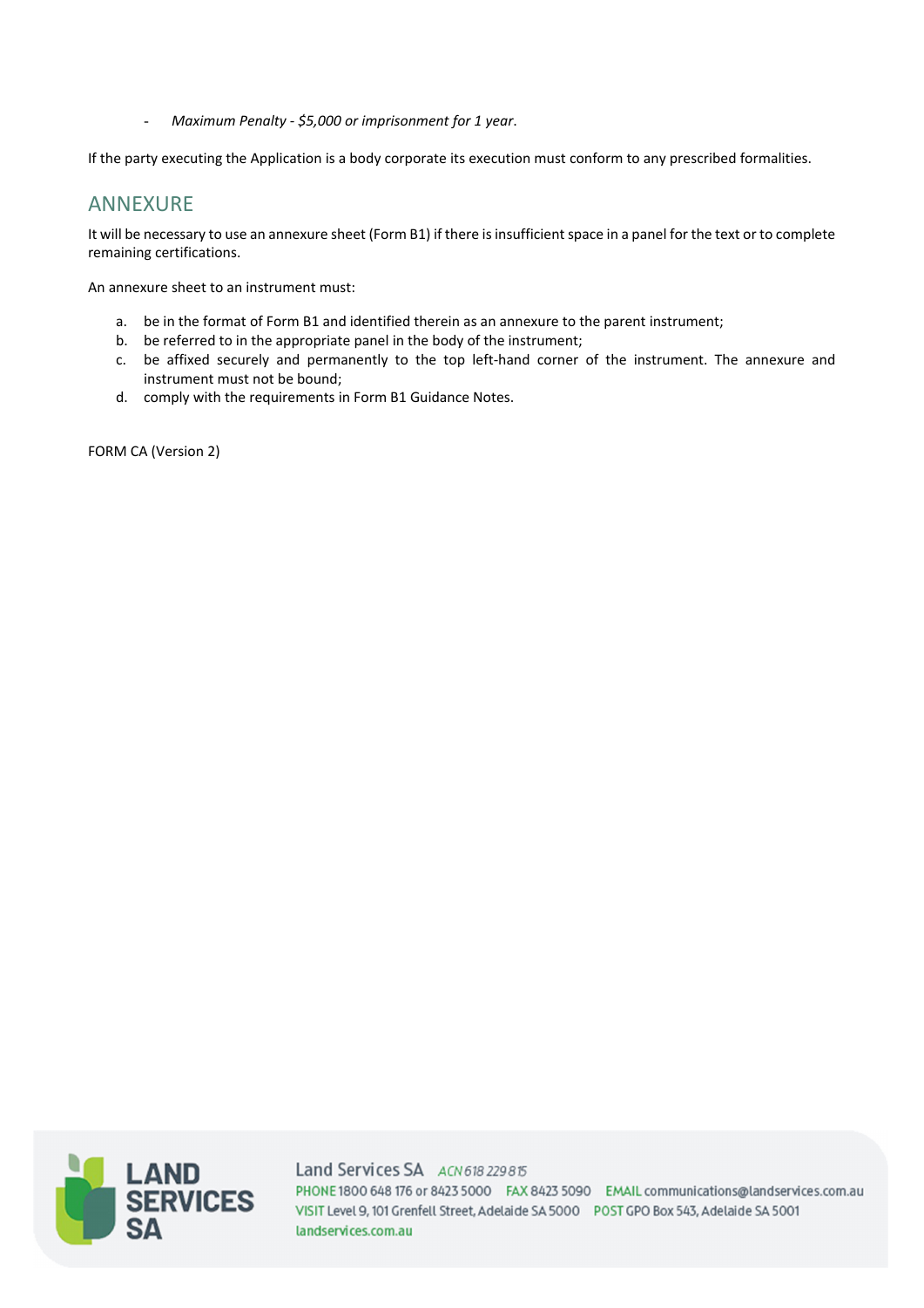- *Maximum Penalty - $5,000 or imprisonment for 1 year*.

If the party executing the Application is a body corporate its execution must conform to any prescribed formalities.

## ANNEXURE

It will be necessary to use an annexure sheet (Form B1) if there is insufficient space in a panel for the text or to complete remaining certifications.

An annexure sheet to an instrument must:

a. be in the format of Form B1 and identified therein as an annexure to the parent instrument;
b. be referred to in the appropriate panel in the body of the instrument;
c. be affixed securely and permanently to the top left-hand corner of the instrument. The annexure and instrument must not be bound;
d. comply with the requirements in Form B1 Guidance Notes.

FORM CA (Version 2)

LAND SERVICES SA

Land Services SA ACN 618 229 815
PHONE 1800 648 176 or 8423 5000 FAX 8423 5090 EMAIL communications@landservices.com.au
VISIT Level 9, 101 Grenfell Street, Adelaide SA 5000 POST GPO Box 543, Adelaide SA 5001
landservices.com.au